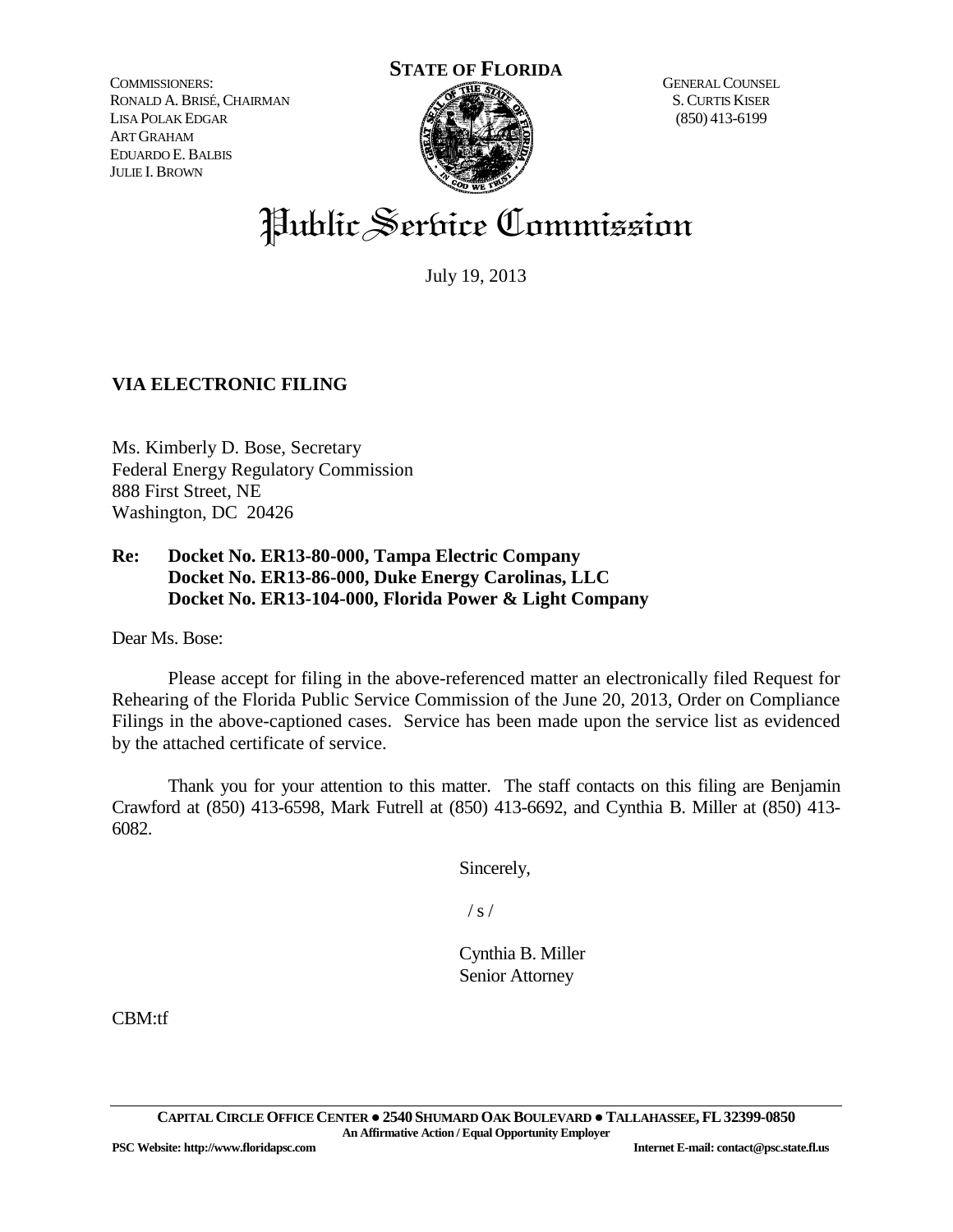COMMISSIONERS:
RONALD A. BRISÉ, CHAIRMAN
LISA POLAK EDGAR
ART GRAHAM
EDUARDO E. BALBIS
JULIE I. BROWN

**STATE OF FLORIDA**

GENERAL COUNSEL
S. CURTIS KISER
(850) 413-6199

# Public Service Commission

July 19, 2013

**VIA ELECTRONIC FILING**

Ms. Kimberly D. Bose, Secretary
Federal Energy Regulatory Commission
888 First Street, NE
Washington, DC 20426

**Re: Docket No. ER13-80-000, Tampa Electric Company**
**Docket No. ER13-86-000, Duke Energy Carolinas, LLC**
**Docket No. ER13-104-000, Florida Power & Light Company**

Dear Ms. Bose:

Please accept for filing in the above-referenced matter an electronically filed Request for Rehearing of the Florida Public Service Commission of the June 20, 2013, Order on Compliance Filings in the above-captioned cases. Service has been made upon the service list as evidenced by the attached certificate of service.

Thank you for your attention to this matter. The staff contacts on this filing are Benjamin Crawford at (850) 413-6598, Mark Futrell at (850) 413-6692, and Cynthia B. Miller at (850) 413-6082.

Sincerely,

/ s /

Cynthia B. Miller
Senior Attorney

CBM:tf

**CAPITAL CIRCLE OFFICE CENTER ● 2540 SHUMARD OAK BOULEVARD ● TALLAHASSEE, FL 32399-0850**
**An Affirmative Action / Equal Opportunity Employer**
**PSC Website: http://www.floridapsc.com** **Internet E-mail: contact@psc.state.fl.us**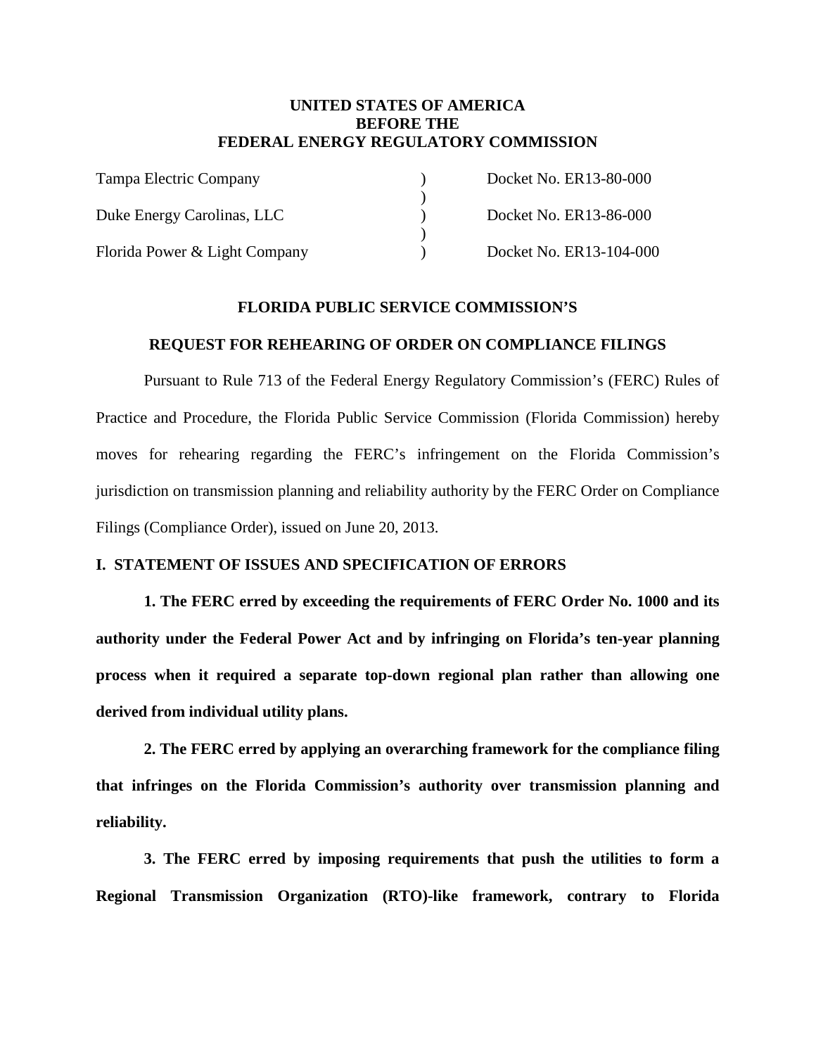**UNITED STATES OF AMERICA**
**BEFORE THE**
**FEDERAL ENERGY REGULATORY COMMISSION**

| | | |
|---|---|---|
| Tampa Electric Company | ) | Docket No. ER13-80-000 |
| | ) | |
| Duke Energy Carolinas, LLC | ) | Docket No. ER13-86-000 |
| | ) | |
| Florida Power & Light Company | ) | Docket No. ER13-104-000 |

**FLORIDA PUBLIC SERVICE COMMISSION'S**

**REQUEST FOR REHEARING OF ORDER ON COMPLIANCE FILINGS**

Pursuant to Rule 713 of the Federal Energy Regulatory Commission's (FERC) Rules of Practice and Procedure, the Florida Public Service Commission (Florida Commission) hereby moves for rehearing regarding the FERC's infringement on the Florida Commission's jurisdiction on transmission planning and reliability authority by the FERC Order on Compliance Filings (Compliance Order), issued on June 20, 2013.

## I. STATEMENT OF ISSUES AND SPECIFICATION OF ERRORS

**1. The FERC erred by exceeding the requirements of FERC Order No. 1000 and its authority under the Federal Power Act and by infringing on Florida's ten-year planning process when it required a separate top-down regional plan rather than allowing one derived from individual utility plans.**

**2. The FERC erred by applying an overarching framework for the compliance filing that infringes on the Florida Commission's authority over transmission planning and reliability.**

**3. The FERC erred by imposing requirements that push the utilities to form a Regional Transmission Organization (RTO)-like framework, contrary to Florida**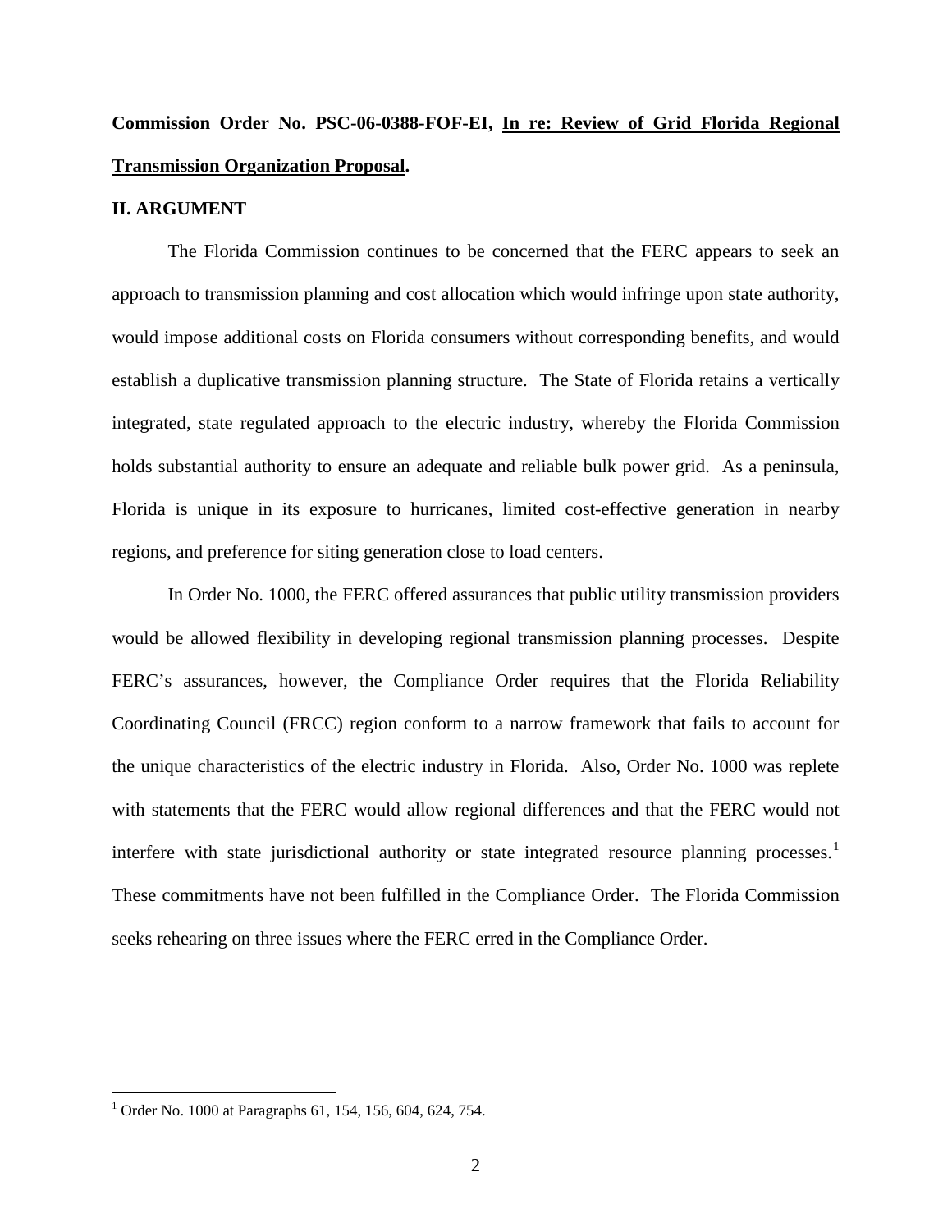**Commission Order No. PSC-06-0388-FOF-EI, In re: Review of Grid Florida Regional Transmission Organization Proposal.**

## II. ARGUMENT

The Florida Commission continues to be concerned that the FERC appears to seek an approach to transmission planning and cost allocation which would infringe upon state authority, would impose additional costs on Florida consumers without corresponding benefits, and would establish a duplicative transmission planning structure. The State of Florida retains a vertically integrated, state regulated approach to the electric industry, whereby the Florida Commission holds substantial authority to ensure an adequate and reliable bulk power grid. As a peninsula, Florida is unique in its exposure to hurricanes, limited cost-effective generation in nearby regions, and preference for siting generation close to load centers.

In Order No. 1000, the FERC offered assurances that public utility transmission providers would be allowed flexibility in developing regional transmission planning processes. Despite FERC's assurances, however, the Compliance Order requires that the Florida Reliability Coordinating Council (FRCC) region conform to a narrow framework that fails to account for the unique characteristics of the electric industry in Florida. Also, Order No. 1000 was replete with statements that the FERC would allow regional differences and that the FERC would not interfere with state jurisdictional authority or state integrated resource planning processes.[1] These commitments have not been fulfilled in the Compliance Order. The Florida Commission seeks rehearing on three issues where the FERC erred in the Compliance Order.

---

[1] Order No. 1000 at Paragraphs 61, 154, 156, 604, 624, 754.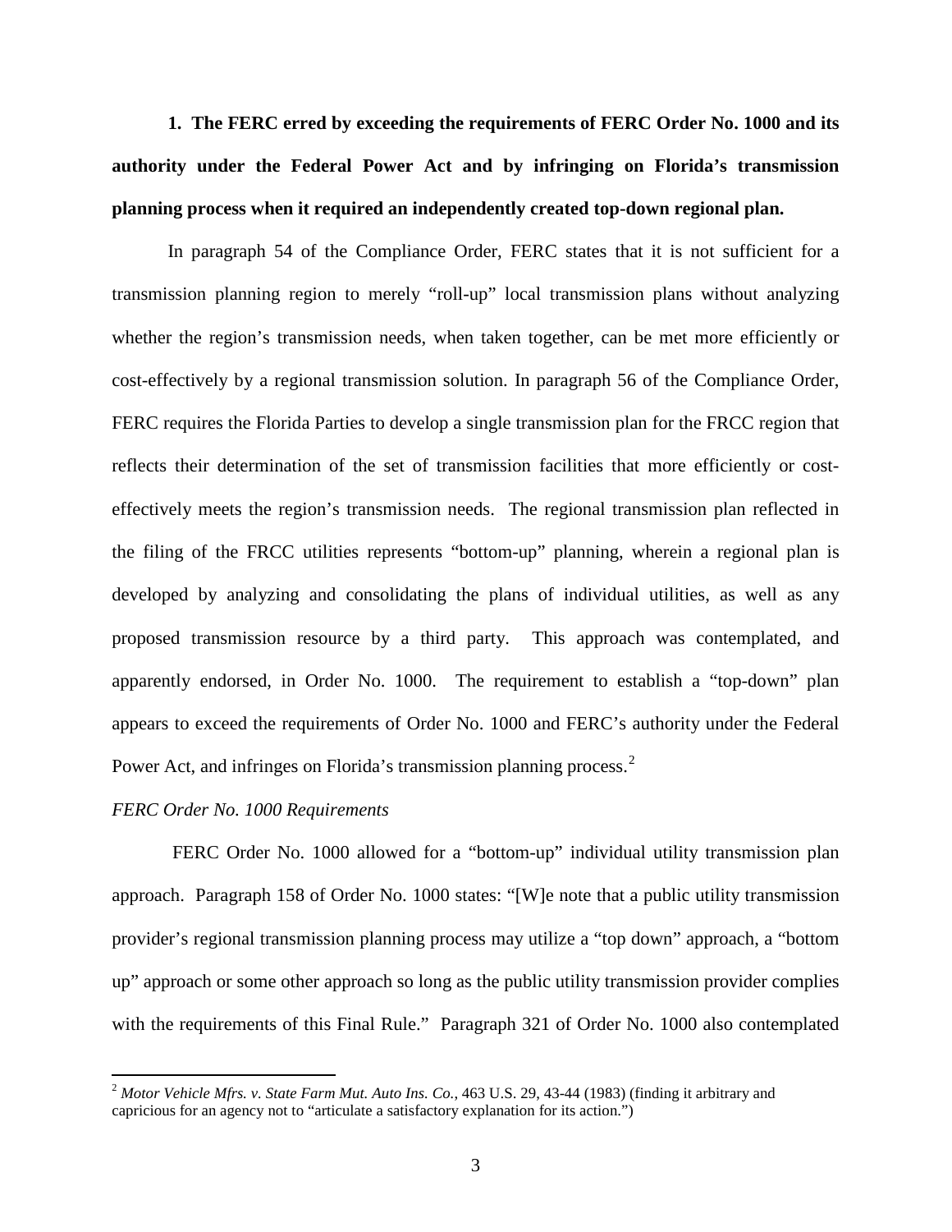**1. The FERC erred by exceeding the requirements of FERC Order No. 1000 and its authority under the Federal Power Act and by infringing on Florida's transmission planning process when it required an independently created top-down regional plan.**

In paragraph 54 of the Compliance Order, FERC states that it is not sufficient for a transmission planning region to merely "roll-up" local transmission plans without analyzing whether the region's transmission needs, when taken together, can be met more efficiently or cost-effectively by a regional transmission solution. In paragraph 56 of the Compliance Order, FERC requires the Florida Parties to develop a single transmission plan for the FRCC region that reflects their determination of the set of transmission facilities that more efficiently or cost-effectively meets the region's transmission needs. The regional transmission plan reflected in the filing of the FRCC utilities represents "bottom-up" planning, wherein a regional plan is developed by analyzing and consolidating the plans of individual utilities, as well as any proposed transmission resource by a third party. This approach was contemplated, and apparently endorsed, in Order No. 1000. The requirement to establish a "top-down" plan appears to exceed the requirements of Order No. 1000 and FERC's authority under the Federal Power Act, and infringes on Florida's transmission planning process.[2]

*FERC Order No. 1000 Requirements*

FERC Order No. 1000 allowed for a "bottom-up" individual utility transmission plan approach. Paragraph 158 of Order No. 1000 states: "[W]e note that a public utility transmission provider's regional transmission planning process may utilize a "top down" approach, a "bottom up" approach or some other approach so long as the public utility transmission provider complies with the requirements of this Final Rule." Paragraph 321 of Order No. 1000 also contemplated

---

[2] *Motor Vehicle Mfrs. v. State Farm Mut. Auto Ins. Co.*, 463 U.S. 29, 43-44 (1983) (finding it arbitrary and capricious for an agency not to "articulate a satisfactory explanation for its action.")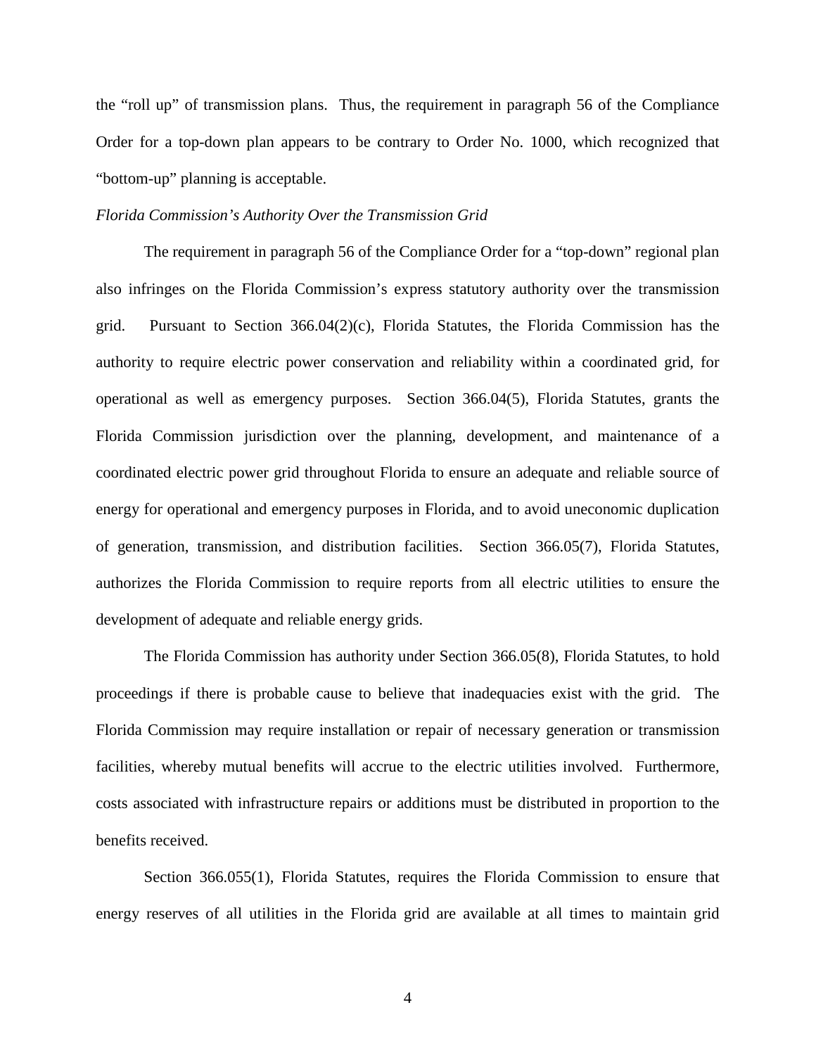the "roll up" of transmission plans. Thus, the requirement in paragraph 56 of the Compliance Order for a top-down plan appears to be contrary to Order No. 1000, which recognized that "bottom-up" planning is acceptable.

*Florida Commission's Authority Over the Transmission Grid*

The requirement in paragraph 56 of the Compliance Order for a "top-down" regional plan also infringes on the Florida Commission's express statutory authority over the transmission grid. Pursuant to Section 366.04(2)(c), Florida Statutes, the Florida Commission has the authority to require electric power conservation and reliability within a coordinated grid, for operational as well as emergency purposes. Section 366.04(5), Florida Statutes, grants the Florida Commission jurisdiction over the planning, development, and maintenance of a coordinated electric power grid throughout Florida to ensure an adequate and reliable source of energy for operational and emergency purposes in Florida, and to avoid uneconomic duplication of generation, transmission, and distribution facilities. Section 366.05(7), Florida Statutes, authorizes the Florida Commission to require reports from all electric utilities to ensure the development of adequate and reliable energy grids.

The Florida Commission has authority under Section 366.05(8), Florida Statutes, to hold proceedings if there is probable cause to believe that inadequacies exist with the grid. The Florida Commission may require installation or repair of necessary generation or transmission facilities, whereby mutual benefits will accrue to the electric utilities involved. Furthermore, costs associated with infrastructure repairs or additions must be distributed in proportion to the benefits received.

Section 366.055(1), Florida Statutes, requires the Florida Commission to ensure that energy reserves of all utilities in the Florida grid are available at all times to maintain grid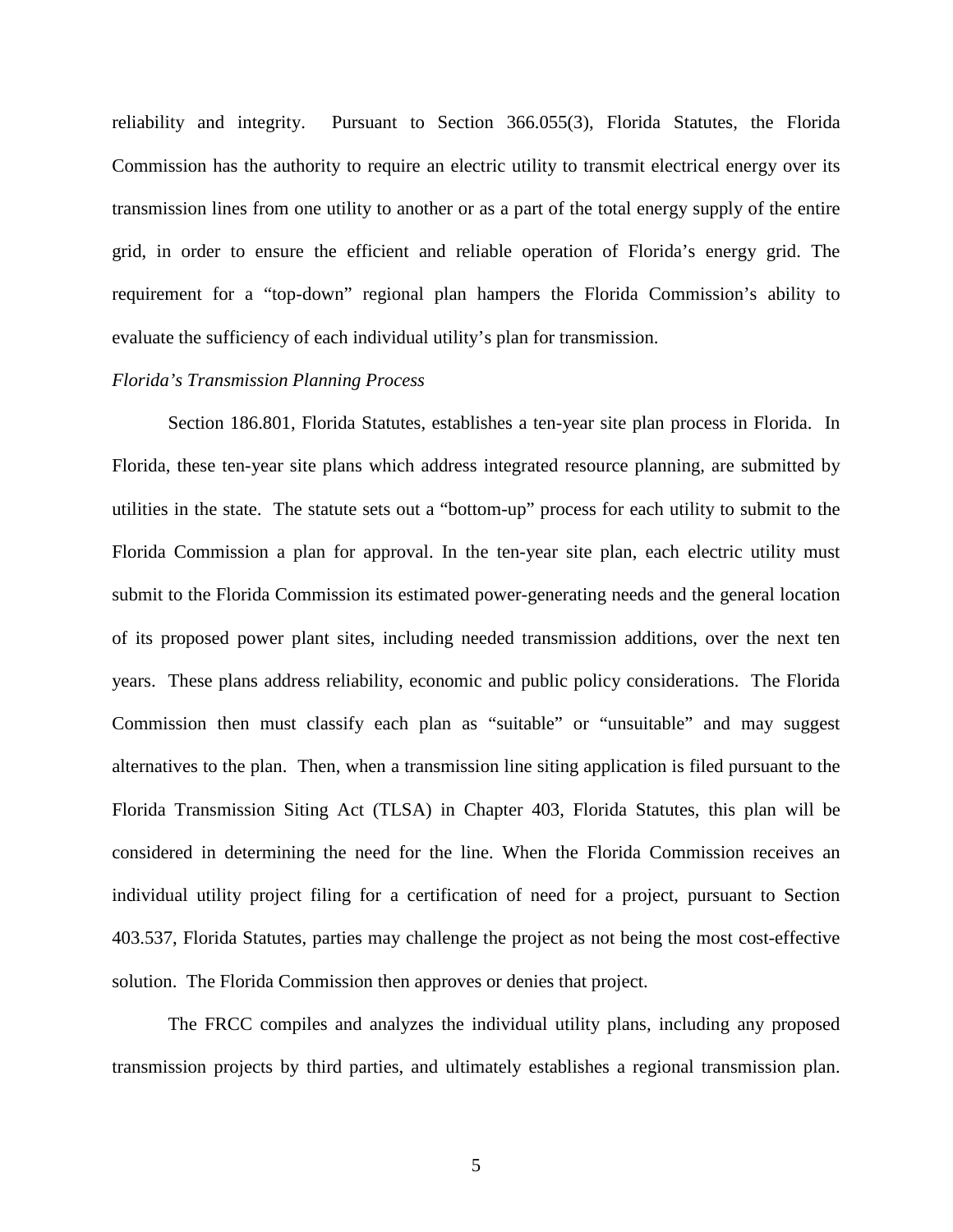reliability and integrity. Pursuant to Section 366.055(3), Florida Statutes, the Florida Commission has the authority to require an electric utility to transmit electrical energy over its transmission lines from one utility to another or as a part of the total energy supply of the entire grid, in order to ensure the efficient and reliable operation of Florida's energy grid. The requirement for a "top-down" regional plan hampers the Florida Commission's ability to evaluate the sufficiency of each individual utility's plan for transmission.

*Florida's Transmission Planning Process*

Section 186.801, Florida Statutes, establishes a ten-year site plan process in Florida. In Florida, these ten-year site plans which address integrated resource planning, are submitted by utilities in the state. The statute sets out a "bottom-up" process for each utility to submit to the Florida Commission a plan for approval. In the ten-year site plan, each electric utility must submit to the Florida Commission its estimated power-generating needs and the general location of its proposed power plant sites, including needed transmission additions, over the next ten years. These plans address reliability, economic and public policy considerations. The Florida Commission then must classify each plan as "suitable" or "unsuitable" and may suggest alternatives to the plan. Then, when a transmission line siting application is filed pursuant to the Florida Transmission Siting Act (TLSA) in Chapter 403, Florida Statutes, this plan will be considered in determining the need for the line. When the Florida Commission receives an individual utility project filing for a certification of need for a project, pursuant to Section 403.537, Florida Statutes, parties may challenge the project as not being the most cost-effective solution. The Florida Commission then approves or denies that project.

The FRCC compiles and analyzes the individual utility plans, including any proposed transmission projects by third parties, and ultimately establishes a regional transmission plan.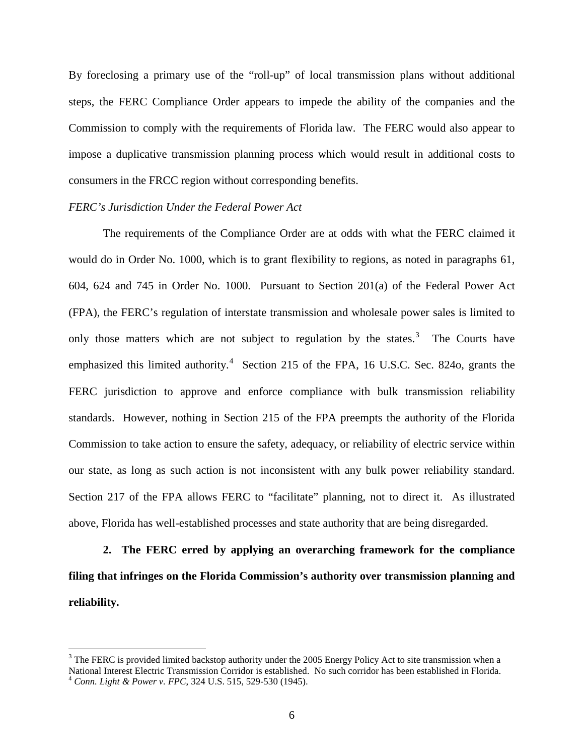By foreclosing a primary use of the "roll-up" of local transmission plans without additional steps, the FERC Compliance Order appears to impede the ability of the companies and the Commission to comply with the requirements of Florida law. The FERC would also appear to impose a duplicative transmission planning process which would result in additional costs to consumers in the FRCC region without corresponding benefits.

*FERC's Jurisdiction Under the Federal Power Act*

The requirements of the Compliance Order are at odds with what the FERC claimed it would do in Order No. 1000, which is to grant flexibility to regions, as noted in paragraphs 61, 604, 624 and 745 in Order No. 1000. Pursuant to Section 201(a) of the Federal Power Act (FPA), the FERC's regulation of interstate transmission and wholesale power sales is limited to only those matters which are not subject to regulation by the states.[3] The Courts have emphasized this limited authority.[4] Section 215 of the FPA, 16 U.S.C. Sec. 824o, grants the FERC jurisdiction to approve and enforce compliance with bulk transmission reliability standards. However, nothing in Section 215 of the FPA preempts the authority of the Florida Commission to take action to ensure the safety, adequacy, or reliability of electric service within our state, as long as such action is not inconsistent with any bulk power reliability standard. Section 217 of the FPA allows FERC to "facilitate" planning, not to direct it. As illustrated above, Florida has well-established processes and state authority that are being disregarded.

**2. The FERC erred by applying an overarching framework for the compliance filing that infringes on the Florida Commission's authority over transmission planning and reliability.**

---

[3] The FERC is provided limited backstop authority under the 2005 Energy Policy Act to site transmission when a National Interest Electric Transmission Corridor is established. No such corridor has been established in Florida.

[4] *Conn. Light & Power v. FPC*, 324 U.S. 515, 529-530 (1945).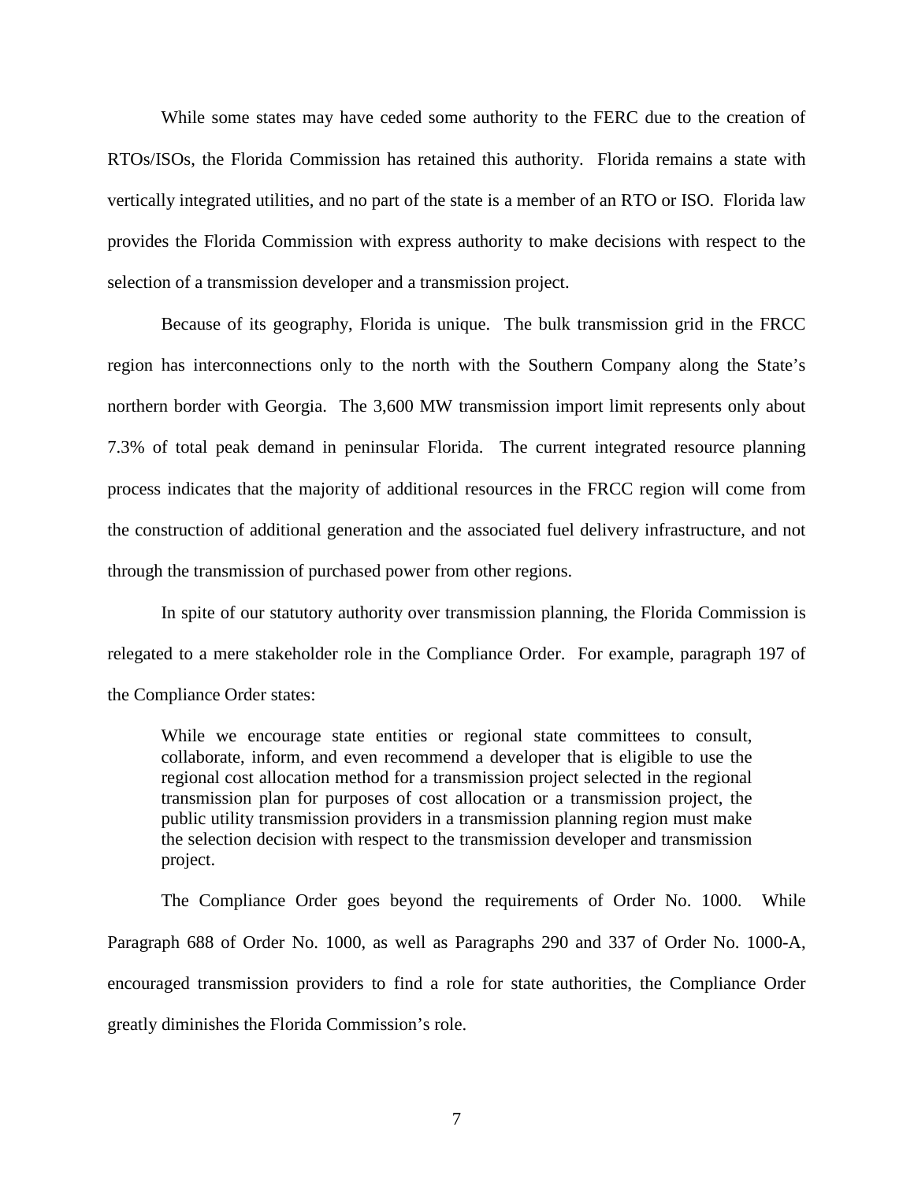While some states may have ceded some authority to the FERC due to the creation of RTOs/ISOs, the Florida Commission has retained this authority. Florida remains a state with vertically integrated utilities, and no part of the state is a member of an RTO or ISO. Florida law provides the Florida Commission with express authority to make decisions with respect to the selection of a transmission developer and a transmission project.

Because of its geography, Florida is unique. The bulk transmission grid in the FRCC region has interconnections only to the north with the Southern Company along the State's northern border with Georgia. The 3,600 MW transmission import limit represents only about 7.3% of total peak demand in peninsular Florida. The current integrated resource planning process indicates that the majority of additional resources in the FRCC region will come from the construction of additional generation and the associated fuel delivery infrastructure, and not through the transmission of purchased power from other regions.

In spite of our statutory authority over transmission planning, the Florida Commission is relegated to a mere stakeholder role in the Compliance Order. For example, paragraph 197 of the Compliance Order states:

> While we encourage state entities or regional state committees to consult, collaborate, inform, and even recommend a developer that is eligible to use the regional cost allocation method for a transmission project selected in the regional transmission plan for purposes of cost allocation or a transmission project, the public utility transmission providers in a transmission planning region must make the selection decision with respect to the transmission developer and transmission project.

The Compliance Order goes beyond the requirements of Order No. 1000. While Paragraph 688 of Order No. 1000, as well as Paragraphs 290 and 337 of Order No. 1000-A, encouraged transmission providers to find a role for state authorities, the Compliance Order greatly diminishes the Florida Commission's role.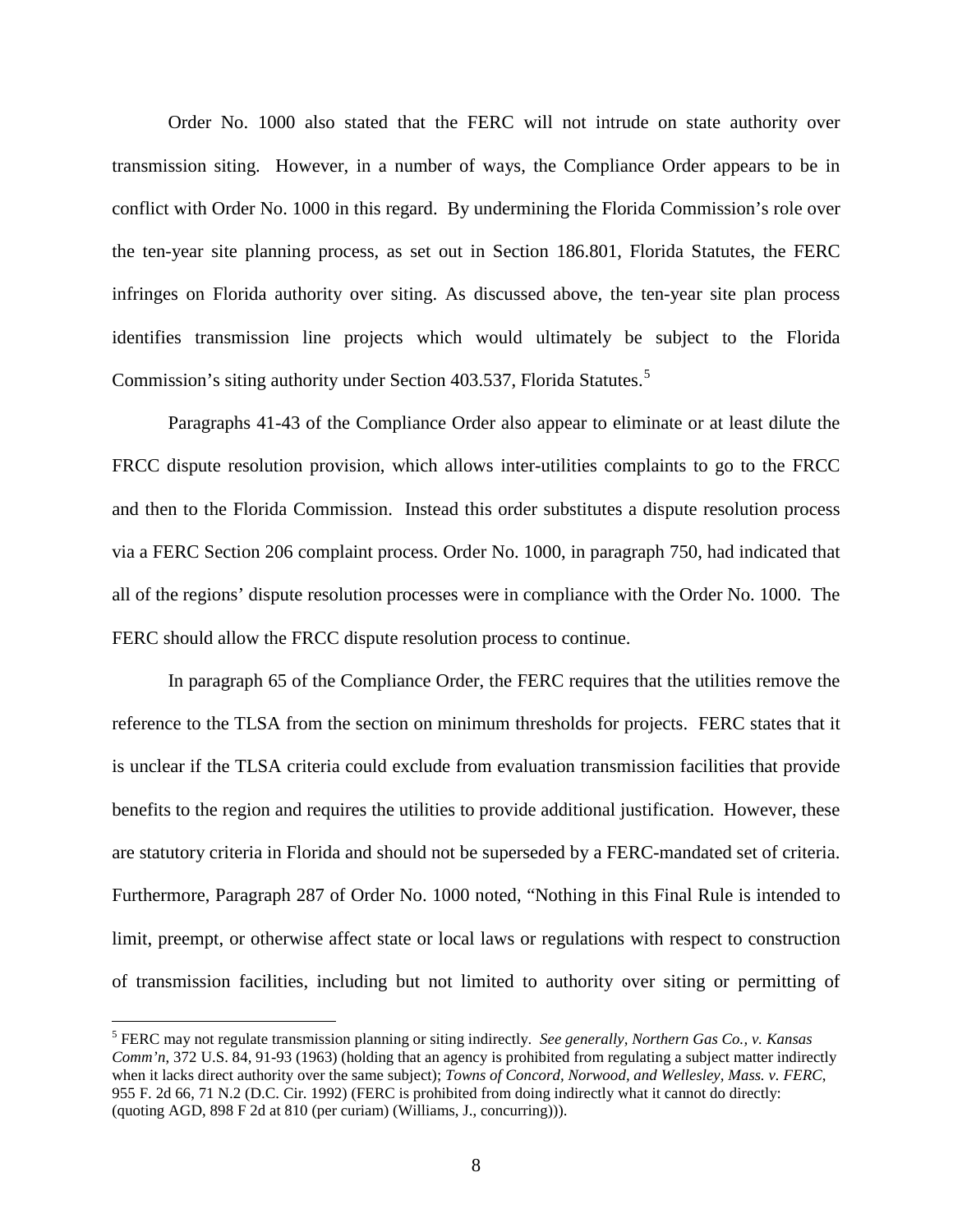Order No. 1000 also stated that the FERC will not intrude on state authority over transmission siting. However, in a number of ways, the Compliance Order appears to be in conflict with Order No. 1000 in this regard. By undermining the Florida Commission's role over the ten-year site planning process, as set out in Section 186.801, Florida Statutes, the FERC infringes on Florida authority over siting. As discussed above, the ten-year site plan process identifies transmission line projects which would ultimately be subject to the Florida Commission's siting authority under Section 403.537, Florida Statutes.[5]

Paragraphs 41-43 of the Compliance Order also appear to eliminate or at least dilute the FRCC dispute resolution provision, which allows inter-utilities complaints to go to the FRCC and then to the Florida Commission. Instead this order substitutes a dispute resolution process via a FERC Section 206 complaint process. Order No. 1000, in paragraph 750, had indicated that all of the regions' dispute resolution processes were in compliance with the Order No. 1000. The FERC should allow the FRCC dispute resolution process to continue.

In paragraph 65 of the Compliance Order, the FERC requires that the utilities remove the reference to the TLSA from the section on minimum thresholds for projects. FERC states that it is unclear if the TLSA criteria could exclude from evaluation transmission facilities that provide benefits to the region and requires the utilities to provide additional justification. However, these are statutory criteria in Florida and should not be superseded by a FERC-mandated set of criteria. Furthermore, Paragraph 287 of Order No. 1000 noted, "Nothing in this Final Rule is intended to limit, preempt, or otherwise affect state or local laws or regulations with respect to construction of transmission facilities, including but not limited to authority over siting or permitting of

---

[5] FERC may not regulate transmission planning or siting indirectly. *See generally, Northern Gas Co., v. Kansas Comm'n*, 372 U.S. 84, 91-93 (1963) (holding that an agency is prohibited from regulating a subject matter indirectly when it lacks direct authority over the same subject); *Towns of Concord, Norwood, and Wellesley, Mass. v. FERC*, 955 F. 2d 66, 71 N.2 (D.C. Cir. 1992) (FERC is prohibited from doing indirectly what it cannot do directly: (quoting AGD, 898 F 2d at 810 (per curiam) (Williams, J., concurring))).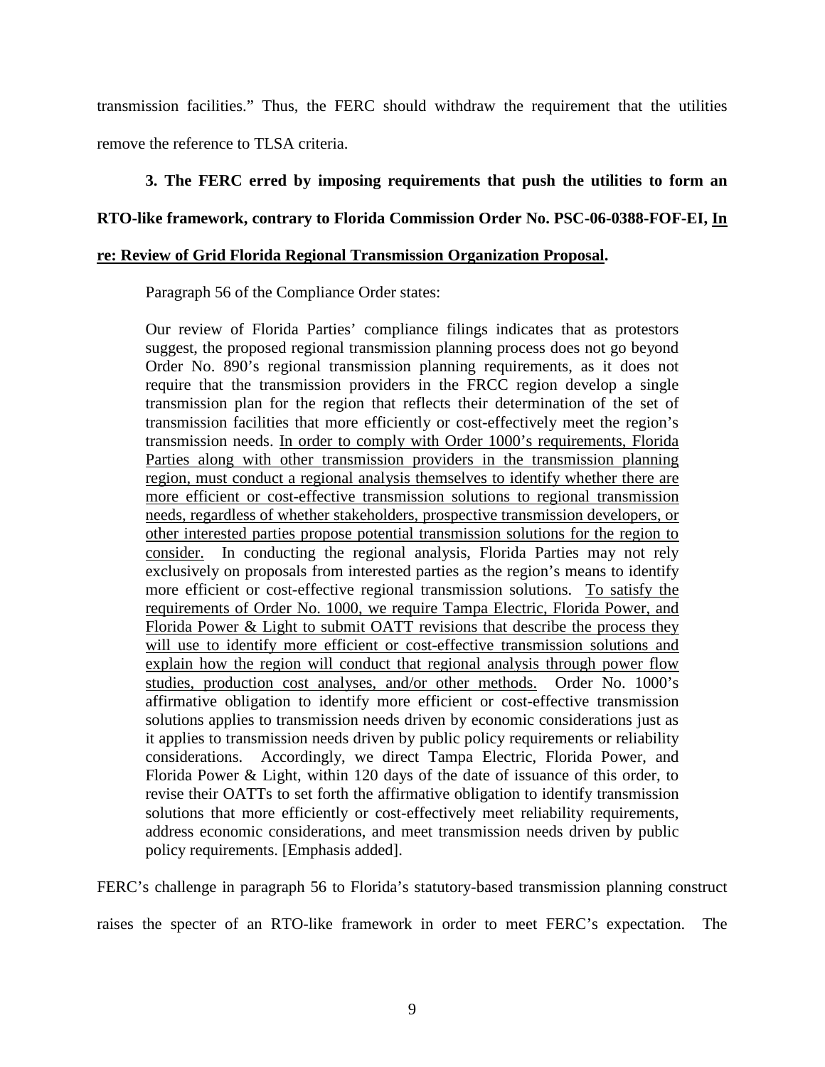transmission facilities." Thus, the FERC should withdraw the requirement that the utilities remove the reference to TLSA criteria.

**3. The FERC erred by imposing requirements that push the utilities to form an RTO-like framework, contrary to Florida Commission Order No. PSC-06-0388-FOF-EI, <u>In re: Review of Grid Florida Regional Transmission Organization Proposal</u>.**

Paragraph 56 of the Compliance Order states:

> Our review of Florida Parties' compliance filings indicates that as protestors suggest, the proposed regional transmission planning process does not go beyond Order No. 890's regional transmission planning requirements, as it does not require that the transmission providers in the FRCC region develop a single transmission plan for the region that reflects their determination of the set of transmission facilities that more efficiently or cost-effectively meet the region's transmission needs. <u>In order to comply with Order 1000's requirements, Florida Parties along with other transmission providers in the transmission planning region, must conduct a regional analysis themselves to identify whether there are more efficient or cost-effective transmission solutions to regional transmission needs, regardless of whether stakeholders, prospective transmission developers, or other interested parties propose potential transmission solutions for the region to consider.</u> In conducting the regional analysis, Florida Parties may not rely exclusively on proposals from interested parties as the region's means to identify more efficient or cost-effective regional transmission solutions. <u>To satisfy the requirements of Order No. 1000, we require Tampa Electric, Florida Power, and Florida Power & Light to submit OATT revisions that describe the process they will use to identify more efficient or cost-effective transmission solutions and explain how the region will conduct that regional analysis through power flow studies, production cost analyses, and/or other methods.</u> Order No. 1000's affirmative obligation to identify more efficient or cost-effective transmission solutions applies to transmission needs driven by economic considerations just as it applies to transmission needs driven by public policy requirements or reliability considerations. Accordingly, we direct Tampa Electric, Florida Power, and Florida Power & Light, within 120 days of the date of issuance of this order, to revise their OATTs to set forth the affirmative obligation to identify transmission solutions that more efficiently or cost-effectively meet reliability requirements, address economic considerations, and meet transmission needs driven by public policy requirements. [Emphasis added].

FERC's challenge in paragraph 56 to Florida's statutory-based transmission planning construct raises the specter of an RTO-like framework in order to meet FERC's expectation. The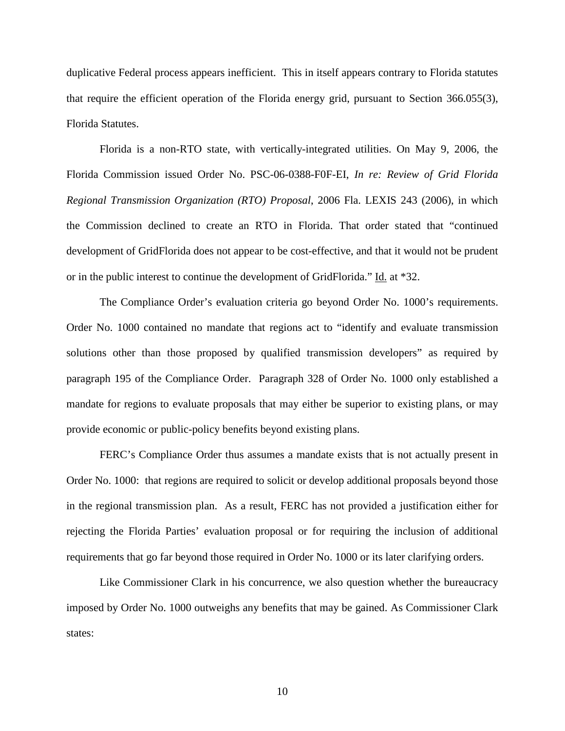duplicative Federal process appears inefficient. This in itself appears contrary to Florida statutes that require the efficient operation of the Florida energy grid, pursuant to Section 366.055(3), Florida Statutes.

Florida is a non-RTO state, with vertically-integrated utilities. On May 9, 2006, the Florida Commission issued Order No. PSC-06-0388-F0F-EI, *In re: Review of Grid Florida Regional Transmission Organization (RTO) Proposal*, 2006 Fla. LEXIS 243 (2006), in which the Commission declined to create an RTO in Florida. That order stated that "continued development of GridFlorida does not appear to be cost-effective, and that it would not be prudent or in the public interest to continue the development of GridFlorida." Id. at *32.

The Compliance Order's evaluation criteria go beyond Order No. 1000's requirements. Order No. 1000 contained no mandate that regions act to "identify and evaluate transmission solutions other than those proposed by qualified transmission developers" as required by paragraph 195 of the Compliance Order. Paragraph 328 of Order No. 1000 only established a mandate for regions to evaluate proposals that may either be superior to existing plans, or may provide economic or public-policy benefits beyond existing plans.

FERC's Compliance Order thus assumes a mandate exists that is not actually present in Order No. 1000: that regions are required to solicit or develop additional proposals beyond those in the regional transmission plan. As a result, FERC has not provided a justification either for rejecting the Florida Parties' evaluation proposal or for requiring the inclusion of additional requirements that go far beyond those required in Order No. 1000 or its later clarifying orders.

Like Commissioner Clark in his concurrence, we also question whether the bureaucracy imposed by Order No. 1000 outweighs any benefits that may be gained. As Commissioner Clark states: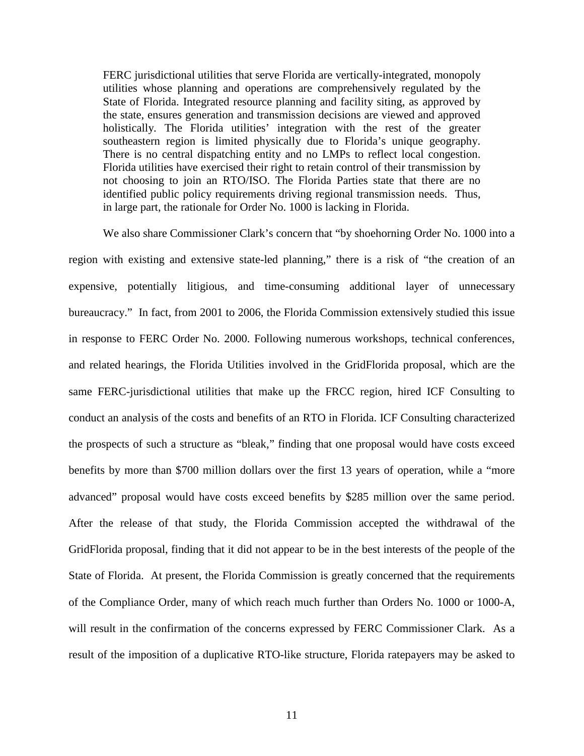> FERC jurisdictional utilities that serve Florida are vertically-integrated, monopoly utilities whose planning and operations are comprehensively regulated by the State of Florida. Integrated resource planning and facility siting, as approved by the state, ensures generation and transmission decisions are viewed and approved holistically. The Florida utilities' integration with the rest of the greater southeastern region is limited physically due to Florida's unique geography. There is no central dispatching entity and no LMPs to reflect local congestion. Florida utilities have exercised their right to retain control of their transmission by not choosing to join an RTO/ISO. The Florida Parties state that there are no identified public policy requirements driving regional transmission needs. Thus, in large part, the rationale for Order No. 1000 is lacking in Florida.

We also share Commissioner Clark's concern that "by shoehorning Order No. 1000 into a region with existing and extensive state-led planning," there is a risk of "the creation of an expensive, potentially litigious, and time-consuming additional layer of unnecessary bureaucracy." In fact, from 2001 to 2006, the Florida Commission extensively studied this issue in response to FERC Order No. 2000. Following numerous workshops, technical conferences, and related hearings, the Florida Utilities involved in the GridFlorida proposal, which are the same FERC-jurisdictional utilities that make up the FRCC region, hired ICF Consulting to conduct an analysis of the costs and benefits of an RTO in Florida. ICF Consulting characterized the prospects of such a structure as "bleak," finding that one proposal would have costs exceed benefits by more than $700 million dollars over the first 13 years of operation, while a "more advanced" proposal would have costs exceed benefits by $285 million over the same period. After the release of that study, the Florida Commission accepted the withdrawal of the GridFlorida proposal, finding that it did not appear to be in the best interests of the people of the State of Florida. At present, the Florida Commission is greatly concerned that the requirements of the Compliance Order, many of which reach much further than Orders No. 1000 or 1000-A, will result in the confirmation of the concerns expressed by FERC Commissioner Clark. As a result of the imposition of a duplicative RTO-like structure, Florida ratepayers may be asked to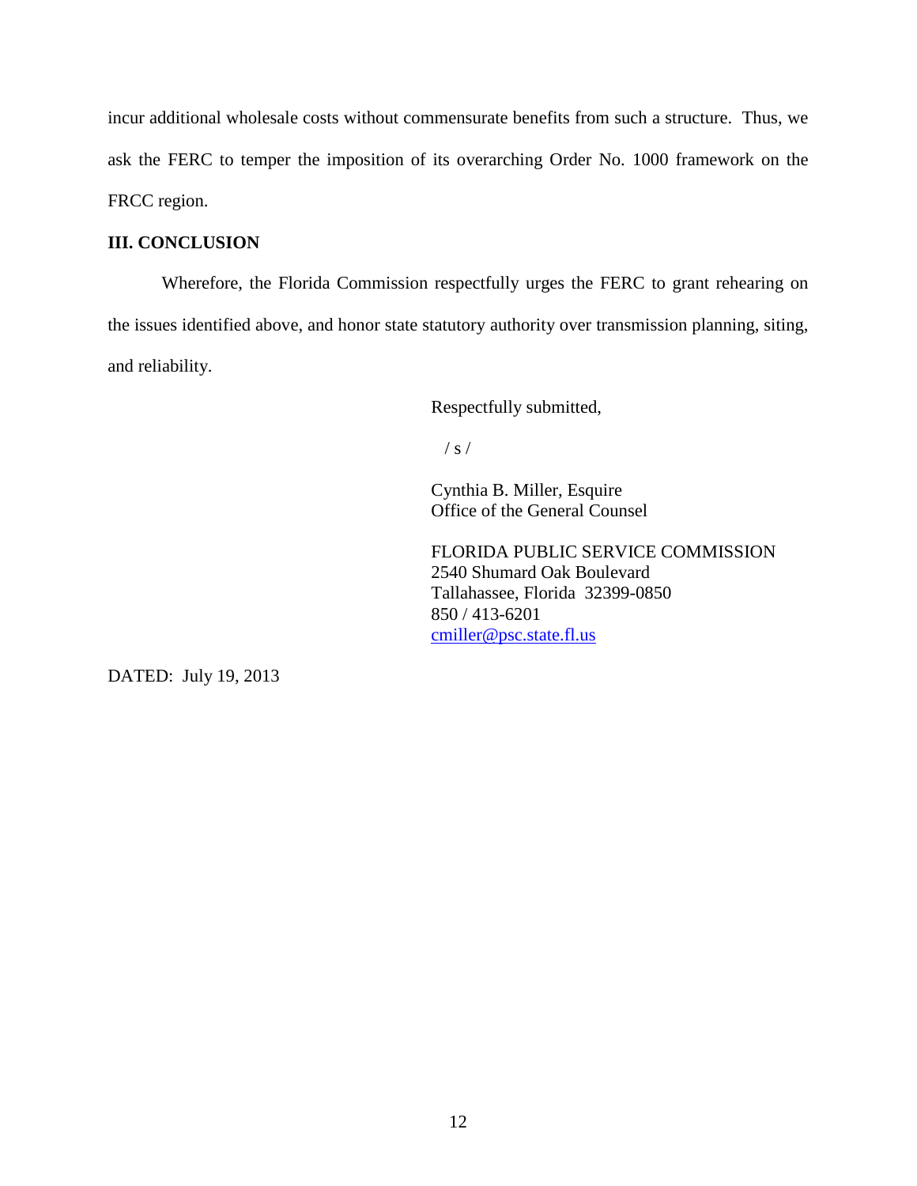incur additional wholesale costs without commensurate benefits from such a structure. Thus, we ask the FERC to temper the imposition of its overarching Order No. 1000 framework on the FRCC region.

## III. CONCLUSION

Wherefore, the Florida Commission respectfully urges the FERC to grant rehearing on the issues identified above, and honor state statutory authority over transmission planning, siting, and reliability.

Respectfully submitted,

/ s /

Cynthia B. Miller, Esquire
Office of the General Counsel

FLORIDA PUBLIC SERVICE COMMISSION
2540 Shumard Oak Boulevard
Tallahassee, Florida 32399-0850
850 / 413-6201
cmiller@psc.state.fl.us

DATED: July 19, 2013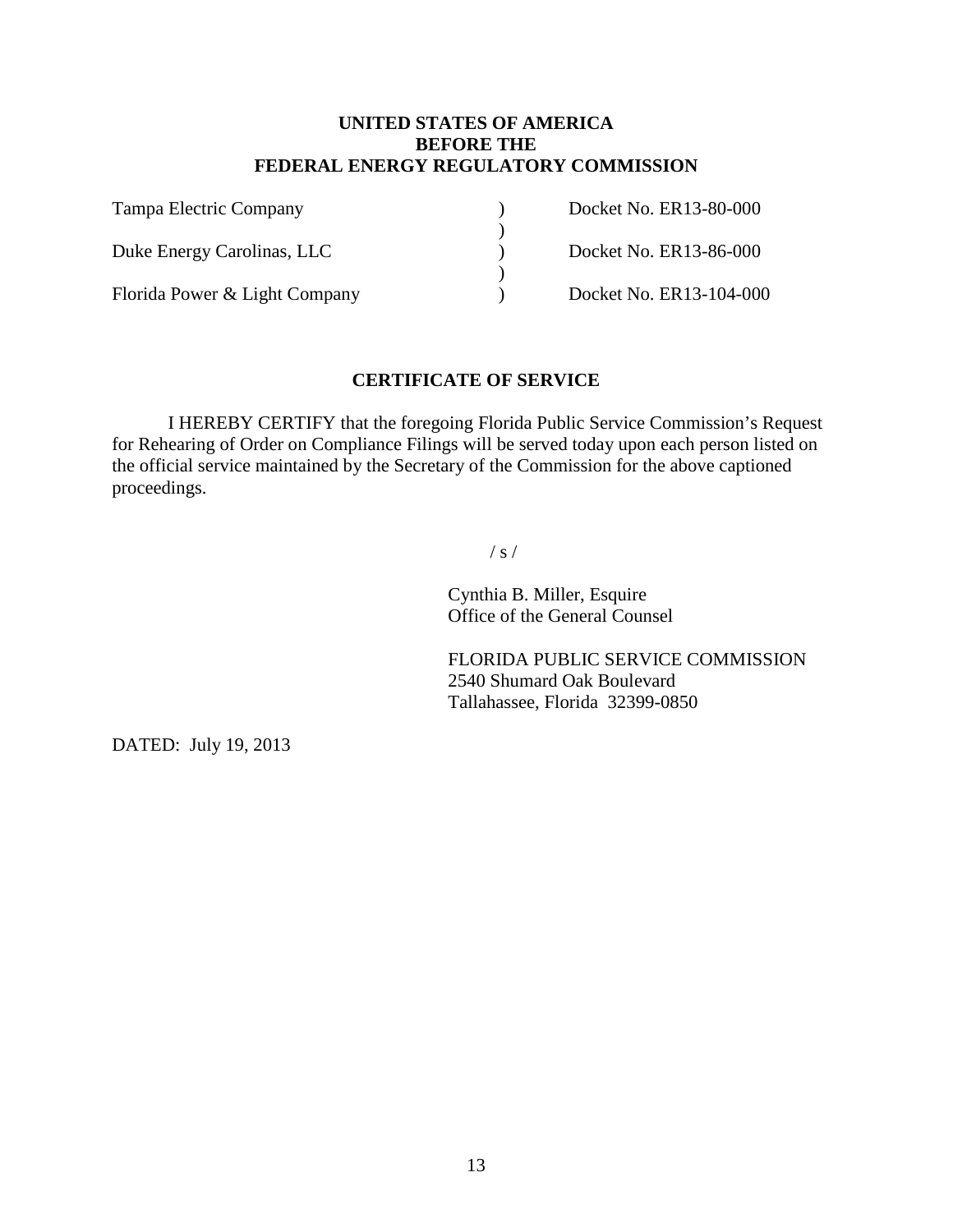**UNITED STATES OF AMERICA**
**BEFORE THE**
**FEDERAL ENERGY REGULATORY COMMISSION**

| | | |
|---|---|---|
| Tampa Electric Company | ) | Docket No. ER13-80-000 |
| | ) | |
| Duke Energy Carolinas, LLC | ) | Docket No. ER13-86-000 |
| | ) | |
| Florida Power & Light Company | ) | Docket No. ER13-104-000 |

**CERTIFICATE OF SERVICE**

I HEREBY CERTIFY that the foregoing Florida Public Service Commission's Request for Rehearing of Order on Compliance Filings will be served today upon each person listed on the official service maintained by the Secretary of the Commission for the above captioned proceedings.

/ s /

Cynthia B. Miller, Esquire
Office of the General Counsel

FLORIDA PUBLIC SERVICE COMMISSION
2540 Shumard Oak Boulevard
Tallahassee, Florida 32399-0850

DATED: July 19, 2013